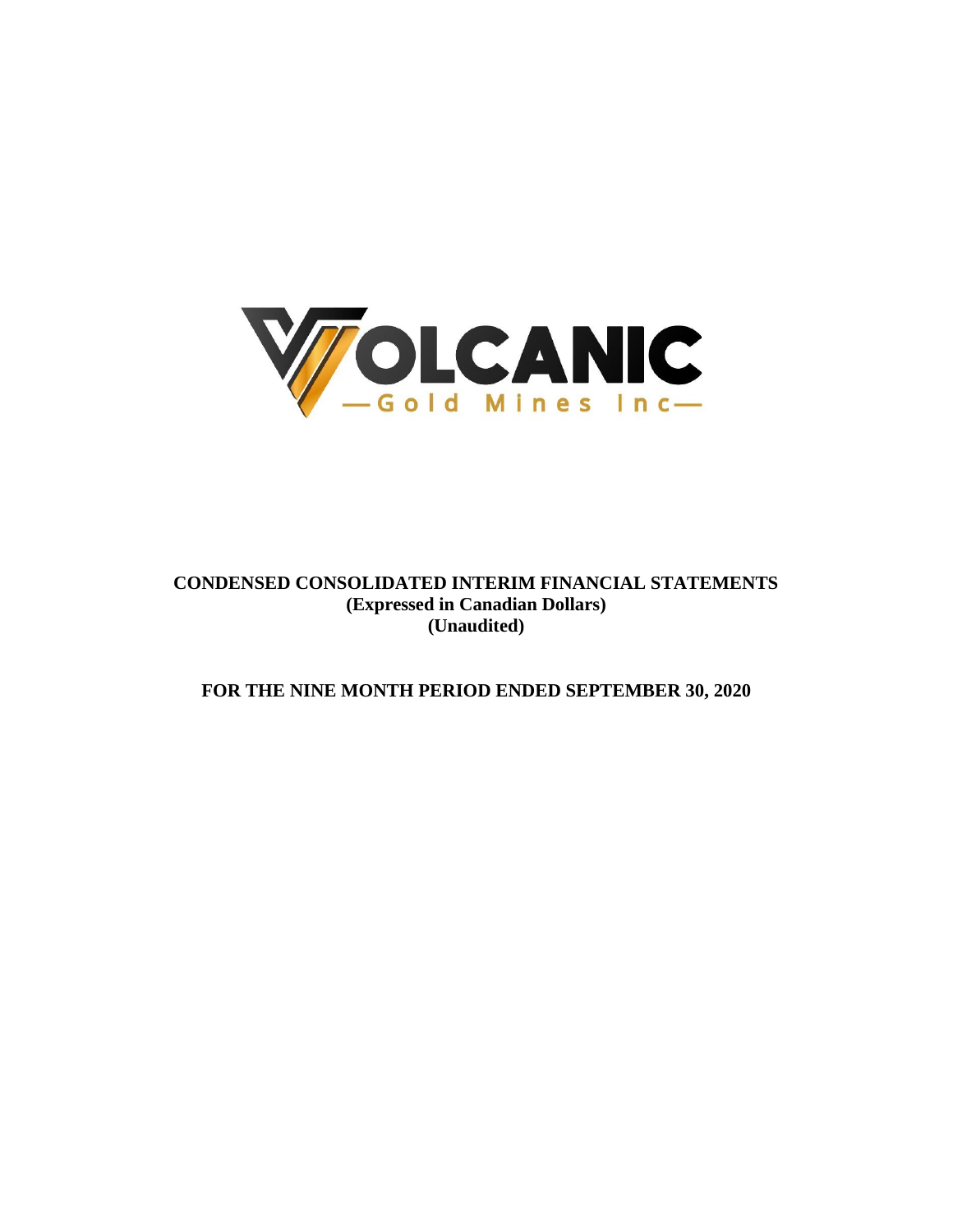VOLCANIC

—Gold Mines Inc—

**CONDENSED CONSOLIDATED INTERIM FINANCIAL STATEMENTS**
**(Expressed in Canadian Dollars)**
**(Unaudited)**

**FOR THE NINE MONTH PERIOD ENDED SEPTEMBER 30, 2020**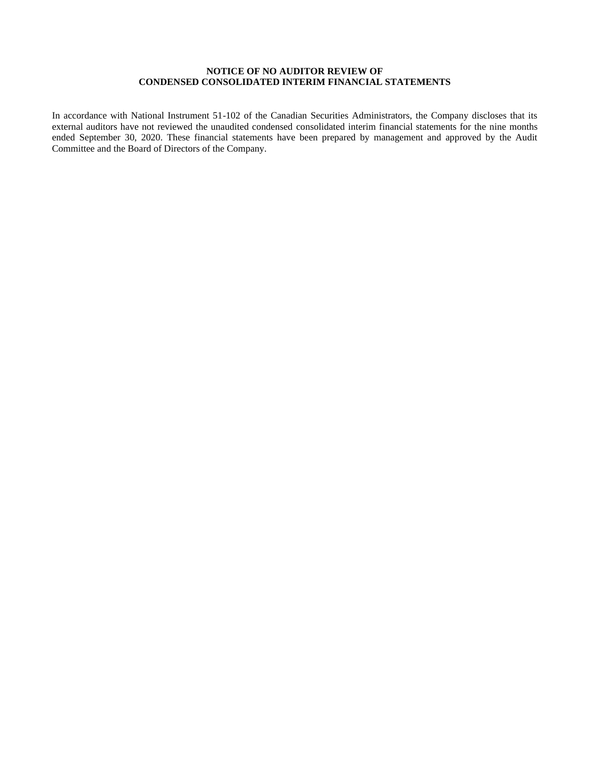**NOTICE OF NO AUDITOR REVIEW OF**
**CONDENSED CONSOLIDATED INTERIM FINANCIAL STATEMENTS**

In accordance with National Instrument 51-102 of the Canadian Securities Administrators, the Company discloses that its external auditors have not reviewed the unaudited condensed consolidated interim financial statements for the nine months ended September 30, 2020. These financial statements have been prepared by management and approved by the Audit Committee and the Board of Directors of the Company.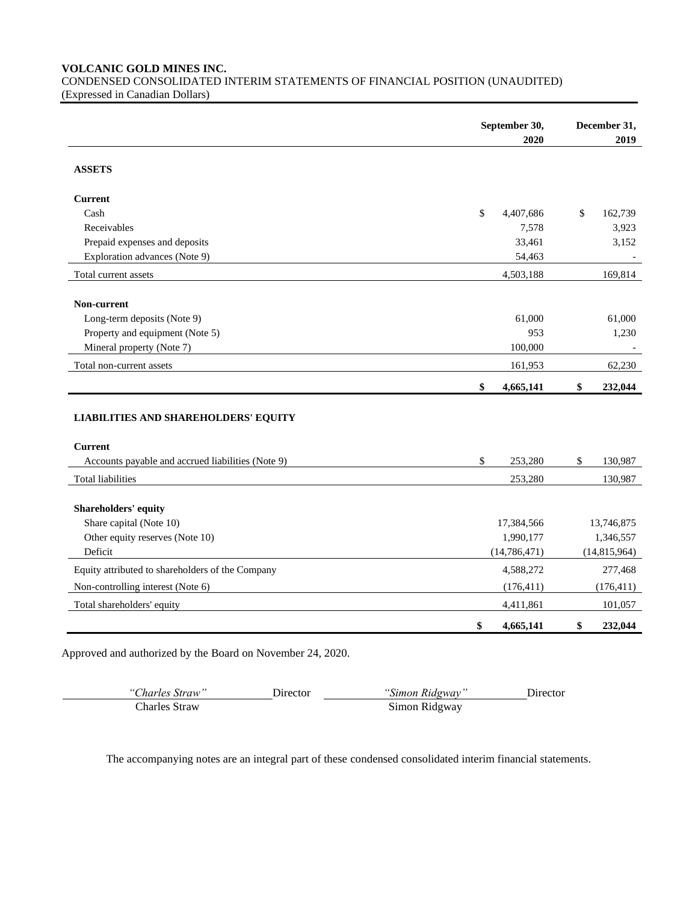**VOLCANIC GOLD MINES INC.**
CONDENSED CONSOLIDATED INTERIM STATEMENTS OF FINANCIAL POSITION (UNAUDITED)
(Expressed in Canadian Dollars)

| | September 30, 2020 | December 31, 2019 |
|---|---|---|
| **ASSETS** | | |
| **Current** | | |
| Cash | $ 4,407,686 | $ 162,739 |
| Receivables | 7,578 | 3,923 |
| Prepaid expenses and deposits | 33,461 | 3,152 |
| Exploration advances (Note 9) | 54,463 | - |
| Total current assets | 4,503,188 | 169,814 |
| **Non-current** | | |
| Long-term deposits (Note 9) | 61,000 | 61,000 |
| Property and equipment (Note 5) | 953 | 1,230 |
| Mineral property (Note 7) | 100,000 | - |
| Total non-current assets | 161,953 | 62,230 |
| | **$ 4,665,141** | **$ 232,044** |
| **LIABILITIES AND SHAREHOLDERS' EQUITY** | | |
| **Current** | | |
| Accounts payable and accrued liabilities (Note 9) | $ 253,280 | $ 130,987 |
| Total liabilities | 253,280 | 130,987 |
| **Shareholders' equity** | | |
| Share capital (Note 10) | 17,384,566 | 13,746,875 |
| Other equity reserves (Note 10) | 1,990,177 | 1,346,557 |
| Deficit | (14,786,471) | (14,815,964) |
| Equity attributed to shareholders of the Company | 4,588,272 | 277,468 |
| Non-controlling interest (Note 6) | (176,411) | (176,411) |
| Total shareholders' equity | 4,411,861 | 101,057 |
| | **$ 4,665,141** | **$ 232,044** |

Approved and authorized by the Board on November 24, 2020.

| *"Charles Straw"* | Director | *"Simon Ridgway"* | Director |
|---|---|---|---|
| Charles Straw | | Simon Ridgway | |

The accompanying notes are an integral part of these condensed consolidated interim financial statements.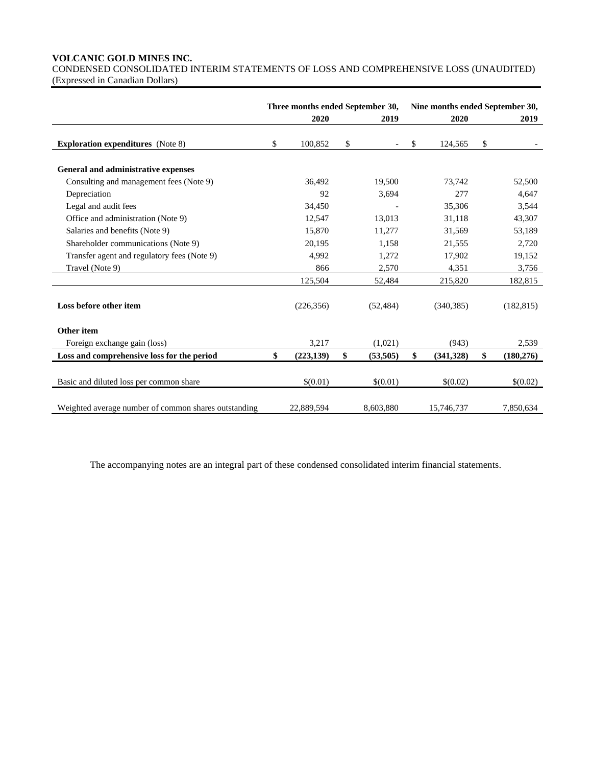**VOLCANIC GOLD MINES INC.**
CONDENSED CONSOLIDATED INTERIM STATEMENTS OF LOSS AND COMPREHENSIVE LOSS (UNAUDITED)
(Expressed in Canadian Dollars)

| | Three months ended September 30, | | Nine months ended September 30, | |
|---|---|---|---|---|
| | **2020** | **2019** | **2020** | **2019** |
| **Exploration expenditures** (Note 8) | $ 100,852 | $ - | $ 124,565 | $ - |
| **General and administrative expenses** | | | | |
| Consulting and management fees (Note 9) | 36,492 | 19,500 | 73,742 | 52,500 |
| Depreciation | 92 | 3,694 | 277 | 4,647 |
| Legal and audit fees | 34,450 | - | 35,306 | 3,544 |
| Office and administration (Note 9) | 12,547 | 13,013 | 31,118 | 43,307 |
| Salaries and benefits (Note 9) | 15,870 | 11,277 | 31,569 | 53,189 |
| Shareholder communications (Note 9) | 20,195 | 1,158 | 21,555 | 2,720 |
| Transfer agent and regulatory fees (Note 9) | 4,992 | 1,272 | 17,902 | 19,152 |
| Travel (Note 9) | 866 | 2,570 | 4,351 | 3,756 |
| | 125,504 | 52,484 | 215,820 | 182,815 |
| **Loss before other item** | (226,356) | (52,484) | (340,385) | (182,815) |
| **Other item** | | | | |
| Foreign exchange gain (loss) | 3,217 | (1,021) | (943) | 2,539 |
| **Loss and comprehensive loss for the period** | **$ (223,139)** | **$ (53,505)** | **$ (341,328)** | **$ (180,276)** |
| Basic and diluted loss per common share | $(0.01) | $(0.01) | $(0.02) | $(0.02) |
| Weighted average number of common shares outstanding | 22,889,594 | 8,603,880 | 15,746,737 | 7,850,634 |

The accompanying notes are an integral part of these condensed consolidated interim financial statements.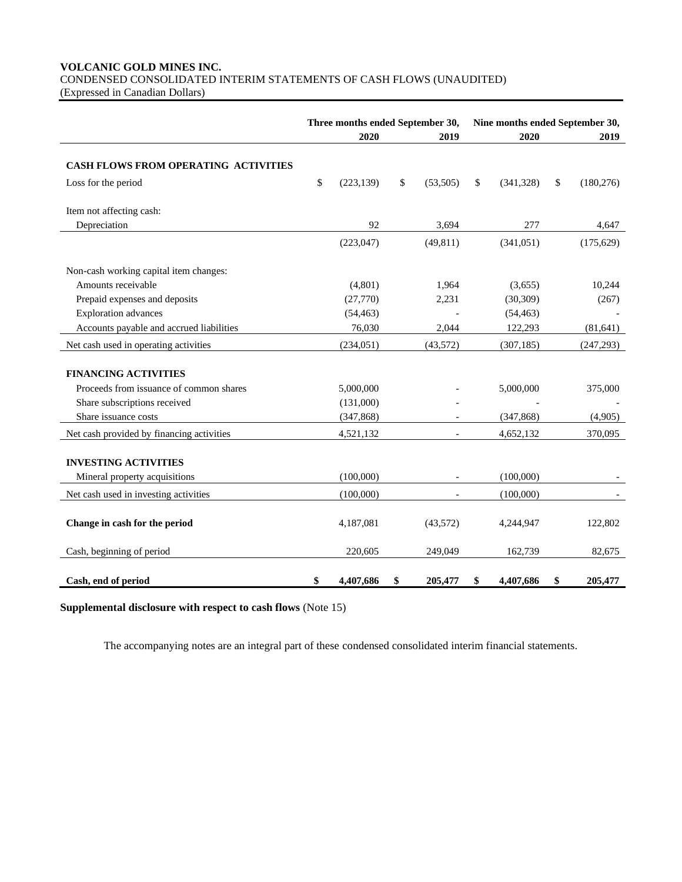**VOLCANIC GOLD MINES INC.**
CONDENSED CONSOLIDATED INTERIM STATEMENTS OF CASH FLOWS (UNAUDITED)
(Expressed in Canadian Dollars)

| | Three months ended September 30, | | Nine months ended September 30, | |
|---|---|---|---|---|
| | **2020** | **2019** | **2020** | **2019** |
| **CASH FLOWS FROM OPERATING ACTIVITIES** | | | | |
| Loss for the period | $ (223,139) | $ (53,505) | $ (341,328) | $ (180,276) |
| Item not affecting cash: | | | | |
| Depreciation | 92 | 3,694 | 277 | 4,647 |
| | (223,047) | (49,811) | (341,051) | (175,629) |
| Non-cash working capital item changes: | | | | |
| Amounts receivable | (4,801) | 1,964 | (3,655) | 10,244 |
| Prepaid expenses and deposits | (27,770) | 2,231 | (30,309) | (267) |
| Exploration advances | (54,463) | - | (54,463) | - |
| Accounts payable and accrued liabilities | 76,030 | 2,044 | 122,293 | (81,641) |
| Net cash used in operating activities | (234,051) | (43,572) | (307,185) | (247,293) |
| **FINANCING ACTIVITIES** | | | | |
| Proceeds from issuance of common shares | 5,000,000 | - | 5,000,000 | 375,000 |
| Share subscriptions received | (131,000) | - | - | - |
| Share issuance costs | (347,868) | - | (347,868) | (4,905) |
| Net cash provided by financing activities | 4,521,132 | - | 4,652,132 | 370,095 |
| **INVESTING ACTIVITIES** | | | | |
| Mineral property acquisitions | (100,000) | - | (100,000) | - |
| Net cash used in investing activities | (100,000) | - | (100,000) | - |
| **Change in cash for the period** | 4,187,081 | (43,572) | 4,244,947 | 122,802 |
| Cash, beginning of period | 220,605 | 249,049 | 162,739 | 82,675 |
| **Cash, end of period** | **$ 4,407,686** | **$ 205,477** | **$ 4,407,686** | **$ 205,477** |

**Supplemental disclosure with respect to cash flows** (Note 15)

The accompanying notes are an integral part of these condensed consolidated interim financial statements.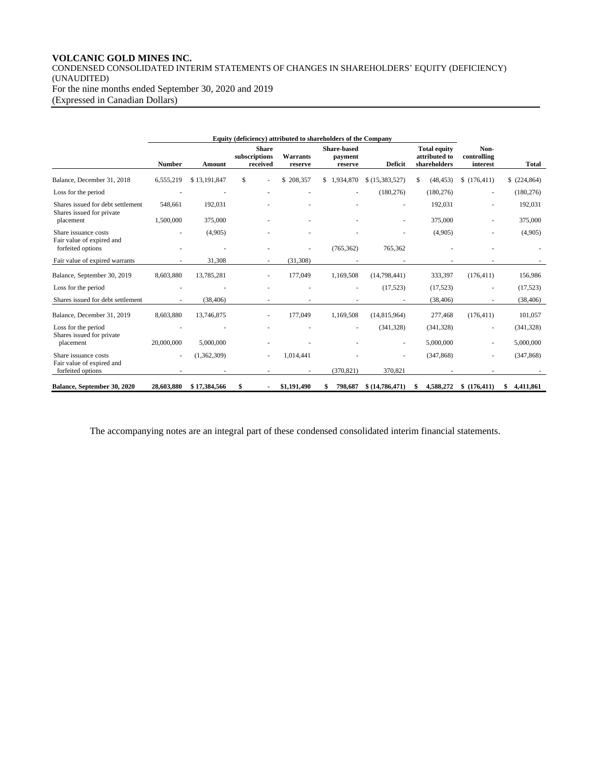**VOLCANIC GOLD MINES INC.**

CONDENSED CONSOLIDATED INTERIM STATEMENTS OF CHANGES IN SHAREHOLDERS' EQUITY (DEFICIENCY) (UNAUDITED)

For the nine months ended September 30, 2020 and 2019

(Expressed in Canadian Dollars)

| | Equity (deficiency) attributed to shareholders of the Company | | | | | | | | |
|---|---|---|---|---|---|---|---|---|---|
| | **Number** | **Amount** | **Share subscriptions received** | **Warrants reserve** | **Share-based payment reserve** | **Deficit** | **Total equity attributed to shareholders** | **Non-controlling interest** | **Total** |
| Balance, December 31, 2018 | 6,555,219 | $ 13,191,847 | $ - | $ 208,357 | $ 1,934,870 | $ (15,383,527) | $ (48,453) | $ (176,411) | $ (224,864) |
| Loss for the period | - | - | - | - | - | (180,276) | (180,276) | - | (180,276) |
| Shares issued for debt settlement | 548,661 | 192,031 | - | - | - | - | 192,031 | - | 192,031 |
| Shares issued for private placement | 1,500,000 | 375,000 | - | - | - | - | 375,000 | - | 375,000 |
| Share issuance costs | - | (4,905) | - | - | - | - | (4,905) | - | (4,905) |
| Fair value of expired and forfeited options | - | - | - | - | (765,362) | 765,362 | - | - | - |
| Fair value of expired warrants | - | 31,308 | - | (31,308) | - | - | - | - | - |
| Balance, September 30, 2019 | 8,603,880 | 13,785,281 | - | 177,049 | 1,169,508 | (14,798,441) | 333,397 | (176,411) | 156,986 |
| Loss for the period | - | - | - | - | - | (17,523) | (17,523) | - | (17,523) |
| Shares issued for debt settlement | - | (38,406) | - | - | - | - | (38,406) | - | (38,406) |
| Balance, December 31, 2019 | 8,603,880 | 13,746,875 | - | 177,049 | 1,169,508 | (14,815,964) | 277,468 | (176,411) | 101,057 |
| Loss for the period | - | - | - | - | - | (341,328) | (341,328) | - | (341,328) |
| Shares issued for private placement | 20,000,000 | 5,000,000 | - | - | - | - | 5,000,000 | - | 5,000,000 |
| Share issuance costs | - | (1,362,309) | - | 1,014,441 | - | - | (347,868) | - | (347,868) |
| Fair value of expired and forfeited options | - | - | - | - | (370,821) | 370,821 | - | - | - |
| **Balance, September 30, 2020** | **28,603,880** | **$ 17,384,566** | **$ -** | **$1,191,490** | **$ 798,687** | **$ (14,786,471)** | **$ 4,588,272** | **$ (176,411)** | **$ 4,411,861** |

The accompanying notes are an integral part of these condensed consolidated interim financial statements.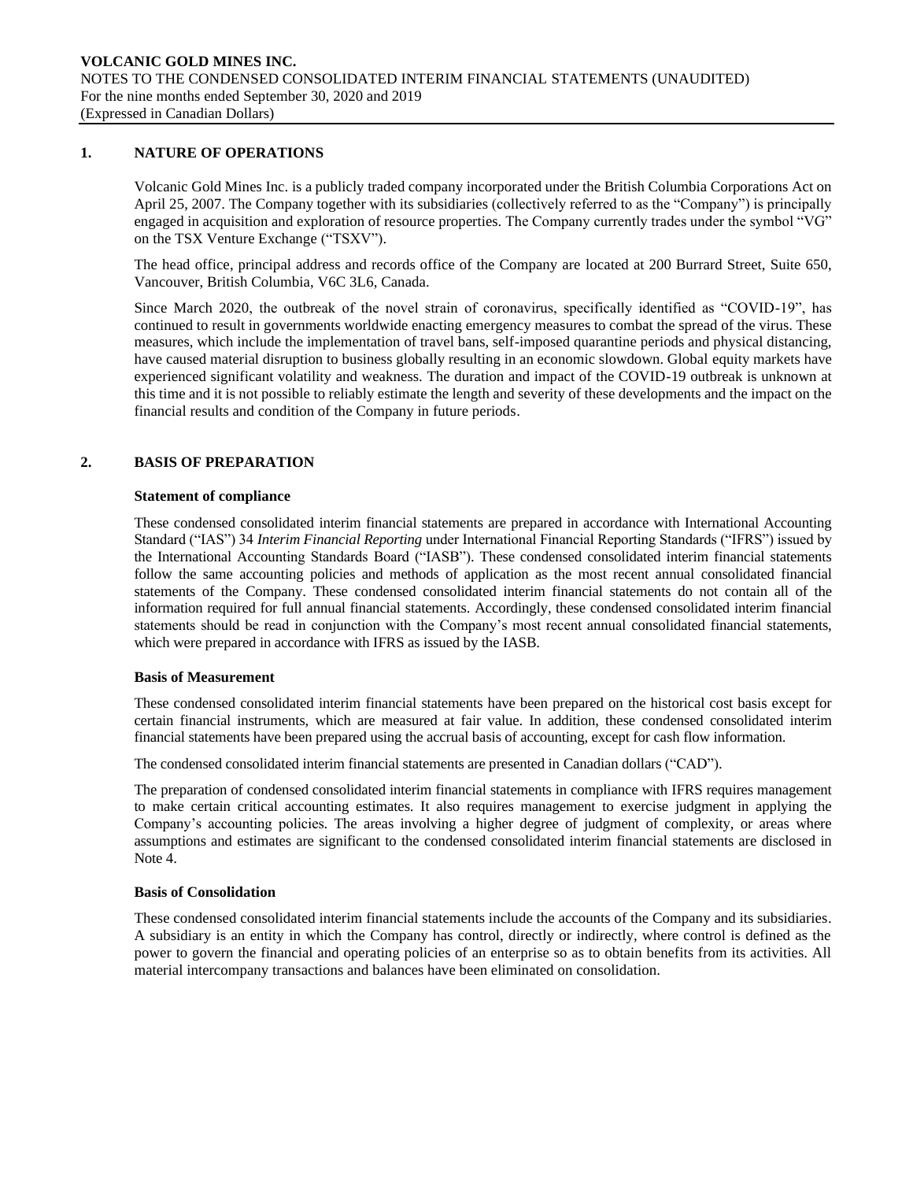## 1. NATURE OF OPERATIONS

Volcanic Gold Mines Inc. is a publicly traded company incorporated under the British Columbia Corporations Act on April 25, 2007. The Company together with its subsidiaries (collectively referred to as the "Company") is principally engaged in acquisition and exploration of resource properties. The Company currently trades under the symbol "VG" on the TSX Venture Exchange ("TSXV").

The head office, principal address and records office of the Company are located at 200 Burrard Street, Suite 650, Vancouver, British Columbia, V6C 3L6, Canada.

Since March 2020, the outbreak of the novel strain of coronavirus, specifically identified as "COVID-19", has continued to result in governments worldwide enacting emergency measures to combat the spread of the virus. These measures, which include the implementation of travel bans, self-imposed quarantine periods and physical distancing, have caused material disruption to business globally resulting in an economic slowdown. Global equity markets have experienced significant volatility and weakness. The duration and impact of the COVID-19 outbreak is unknown at this time and it is not possible to reliably estimate the length and severity of these developments and the impact on the financial results and condition of the Company in future periods.

## 2. BASIS OF PREPARATION

### Statement of compliance

These condensed consolidated interim financial statements are prepared in accordance with International Accounting Standard ("IAS") 34 *Interim Financial Reporting* under International Financial Reporting Standards ("IFRS") issued by the International Accounting Standards Board ("IASB"). These condensed consolidated interim financial statements follow the same accounting policies and methods of application as the most recent annual consolidated financial statements of the Company. These condensed consolidated interim financial statements do not contain all of the information required for full annual financial statements. Accordingly, these condensed consolidated interim financial statements should be read in conjunction with the Company's most recent annual consolidated financial statements, which were prepared in accordance with IFRS as issued by the IASB.

### Basis of Measurement

These condensed consolidated interim financial statements have been prepared on the historical cost basis except for certain financial instruments, which are measured at fair value. In addition, these condensed consolidated interim financial statements have been prepared using the accrual basis of accounting, except for cash flow information.

The condensed consolidated interim financial statements are presented in Canadian dollars ("CAD").

The preparation of condensed consolidated interim financial statements in compliance with IFRS requires management to make certain critical accounting estimates. It also requires management to exercise judgment in applying the Company's accounting policies. The areas involving a higher degree of judgment of complexity, or areas where assumptions and estimates are significant to the condensed consolidated interim financial statements are disclosed in Note 4.

### Basis of Consolidation

These condensed consolidated interim financial statements include the accounts of the Company and its subsidiaries. A subsidiary is an entity in which the Company has control, directly or indirectly, where control is defined as the power to govern the financial and operating policies of an enterprise so as to obtain benefits from its activities. All material intercompany transactions and balances have been eliminated on consolidation.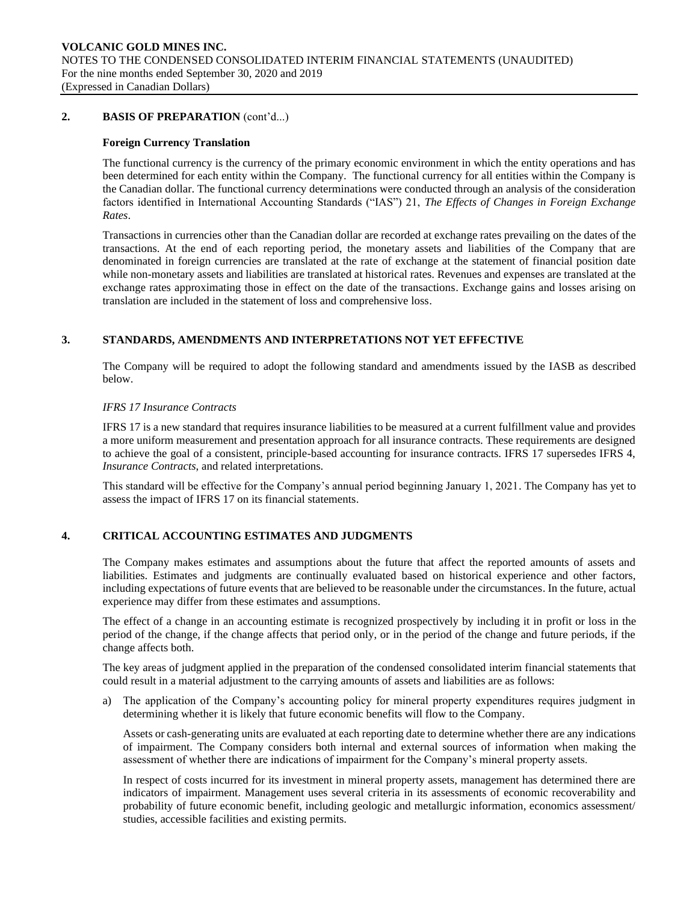## 2. BASIS OF PREPARATION (cont'd...)

### Foreign Currency Translation

The functional currency is the currency of the primary economic environment in which the entity operations and has been determined for each entity within the Company. The functional currency for all entities within the Company is the Canadian dollar. The functional currency determinations were conducted through an analysis of the consideration factors identified in International Accounting Standards ("IAS") 21, *The Effects of Changes in Foreign Exchange Rates*.

Transactions in currencies other than the Canadian dollar are recorded at exchange rates prevailing on the dates of the transactions. At the end of each reporting period, the monetary assets and liabilities of the Company that are denominated in foreign currencies are translated at the rate of exchange at the statement of financial position date while non-monetary assets and liabilities are translated at historical rates. Revenues and expenses are translated at the exchange rates approximating those in effect on the date of the transactions. Exchange gains and losses arising on translation are included in the statement of loss and comprehensive loss.

## 3. STANDARDS, AMENDMENTS AND INTERPRETATIONS NOT YET EFFECTIVE

The Company will be required to adopt the following standard and amendments issued by the IASB as described below.

*IFRS 17 Insurance Contracts*

IFRS 17 is a new standard that requires insurance liabilities to be measured at a current fulfillment value and provides a more uniform measurement and presentation approach for all insurance contracts. These requirements are designed to achieve the goal of a consistent, principle-based accounting for insurance contracts. IFRS 17 supersedes IFRS 4, *Insurance Contracts*, and related interpretations.

This standard will be effective for the Company's annual period beginning January 1, 2021. The Company has yet to assess the impact of IFRS 17 on its financial statements.

## 4. CRITICAL ACCOUNTING ESTIMATES AND JUDGMENTS

The Company makes estimates and assumptions about the future that affect the reported amounts of assets and liabilities. Estimates and judgments are continually evaluated based on historical experience and other factors, including expectations of future events that are believed to be reasonable under the circumstances. In the future, actual experience may differ from these estimates and assumptions.

The effect of a change in an accounting estimate is recognized prospectively by including it in profit or loss in the period of the change, if the change affects that period only, or in the period of the change and future periods, if the change affects both.

The key areas of judgment applied in the preparation of the condensed consolidated interim financial statements that could result in a material adjustment to the carrying amounts of assets and liabilities are as follows:

a) The application of the Company's accounting policy for mineral property expenditures requires judgment in determining whether it is likely that future economic benefits will flow to the Company.

   Assets or cash-generating units are evaluated at each reporting date to determine whether there are any indications of impairment. The Company considers both internal and external sources of information when making the assessment of whether there are indications of impairment for the Company's mineral property assets.

   In respect of costs incurred for its investment in mineral property assets, management has determined there are indicators of impairment. Management uses several criteria in its assessments of economic recoverability and probability of future economic benefit, including geologic and metallurgic information, economics assessment/ studies, accessible facilities and existing permits.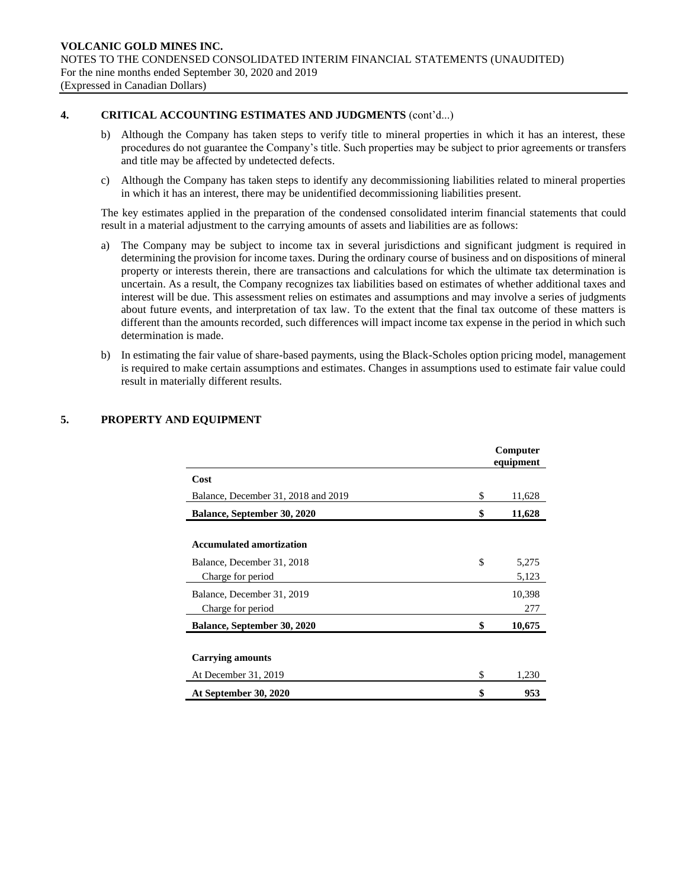## 4. CRITICAL ACCOUNTING ESTIMATES AND JUDGMENTS (cont'd...)

b) Although the Company has taken steps to verify title to mineral properties in which it has an interest, these procedures do not guarantee the Company's title. Such properties may be subject to prior agreements or transfers and title may be affected by undetected defects.

c) Although the Company has taken steps to identify any decommissioning liabilities related to mineral properties in which it has an interest, there may be unidentified decommissioning liabilities present.

The key estimates applied in the preparation of the condensed consolidated interim financial statements that could result in a material adjustment to the carrying amounts of assets and liabilities are as follows:

a) The Company may be subject to income tax in several jurisdictions and significant judgment is required in determining the provision for income taxes. During the ordinary course of business and on dispositions of mineral property or interests therein, there are transactions and calculations for which the ultimate tax determination is uncertain. As a result, the Company recognizes tax liabilities based on estimates of whether additional taxes and interest will be due. This assessment relies on estimates and assumptions and may involve a series of judgments about future events, and interpretation of tax law. To the extent that the final tax outcome of these matters is different than the amounts recorded, such differences will impact income tax expense in the period in which such determination is made.

b) In estimating the fair value of share-based payments, using the Black-Scholes option pricing model, management is required to make certain assumptions and estimates. Changes in assumptions used to estimate fair value could result in materially different results.

## 5. PROPERTY AND EQUIPMENT

| | Computer equipment |
|---|---|
| **Cost** | |
| Balance, December 31, 2018 and 2019 | $ 11,628 |
| **Balance, September 30, 2020** | **$ 11,628** |
| | |
| **Accumulated amortization** | |
| Balance, December 31, 2018 | $ 5,275 |
| Charge for period | 5,123 |
| Balance, December 31, 2019 | 10,398 |
| Charge for period | 277 |
| **Balance, September 30, 2020** | **$ 10,675** |
| | |
| **Carrying amounts** | |
| At December 31, 2019 | $ 1,230 |
| **At September 30, 2020** | **$ 953** |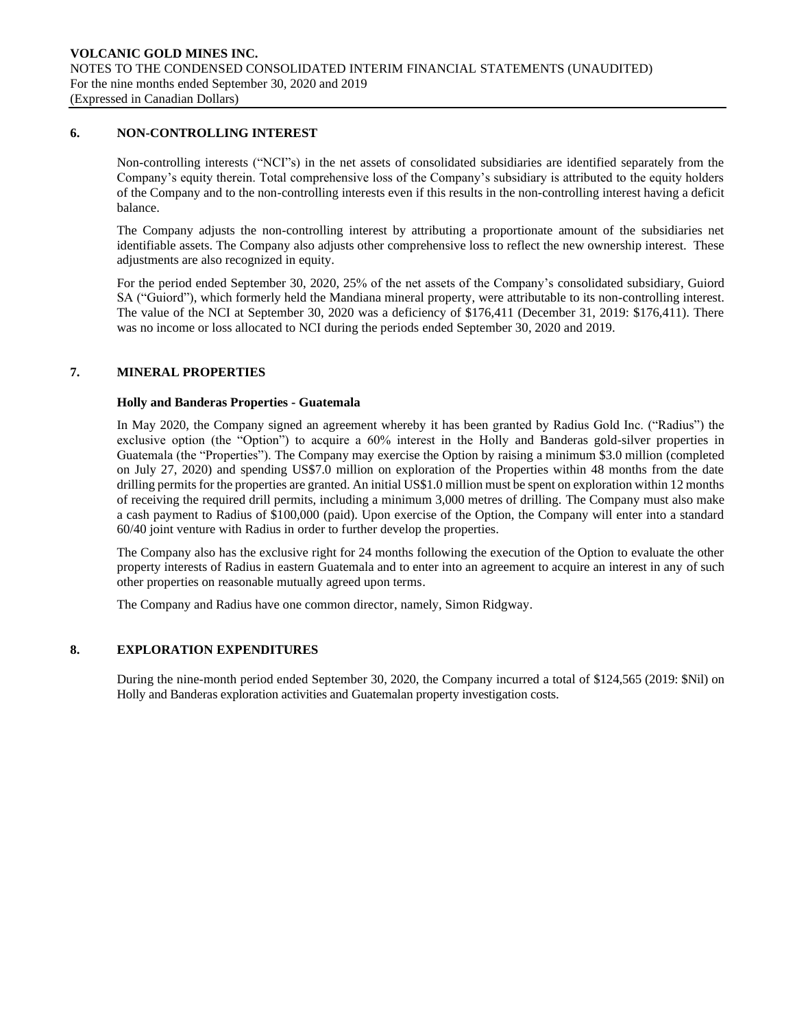## 6. NON-CONTROLLING INTEREST

Non-controlling interests ("NCI"s) in the net assets of consolidated subsidiaries are identified separately from the Company's equity therein. Total comprehensive loss of the Company's subsidiary is attributed to the equity holders of the Company and to the non-controlling interests even if this results in the non-controlling interest having a deficit balance.

The Company adjusts the non-controlling interest by attributing a proportionate amount of the subsidiaries net identifiable assets. The Company also adjusts other comprehensive loss to reflect the new ownership interest. These adjustments are also recognized in equity.

For the period ended September 30, 2020, 25% of the net assets of the Company's consolidated subsidiary, Guiord SA ("Guiord"), which formerly held the Mandiana mineral property, were attributable to its non-controlling interest. The value of the NCI at September 30, 2020 was a deficiency of $176,411 (December 31, 2019: $176,411). There was no income or loss allocated to NCI during the periods ended September 30, 2020 and 2019.

## 7. MINERAL PROPERTIES

### Holly and Banderas Properties - Guatemala

In May 2020, the Company signed an agreement whereby it has been granted by Radius Gold Inc. ("Radius") the exclusive option (the "Option") to acquire a 60% interest in the Holly and Banderas gold-silver properties in Guatemala (the "Properties"). The Company may exercise the Option by raising a minimum $3.0 million (completed on July 27, 2020) and spending US$7.0 million on exploration of the Properties within 48 months from the date drilling permits for the properties are granted. An initial US$1.0 million must be spent on exploration within 12 months of receiving the required drill permits, including a minimum 3,000 metres of drilling. The Company must also make a cash payment to Radius of $100,000 (paid). Upon exercise of the Option, the Company will enter into a standard 60/40 joint venture with Radius in order to further develop the properties.

The Company also has the exclusive right for 24 months following the execution of the Option to evaluate the other property interests of Radius in eastern Guatemala and to enter into an agreement to acquire an interest in any of such other properties on reasonable mutually agreed upon terms.

The Company and Radius have one common director, namely, Simon Ridgway.

## 8. EXPLORATION EXPENDITURES

During the nine-month period ended September 30, 2020, the Company incurred a total of $124,565 (2019: $Nil) on Holly and Banderas exploration activities and Guatemalan property investigation costs.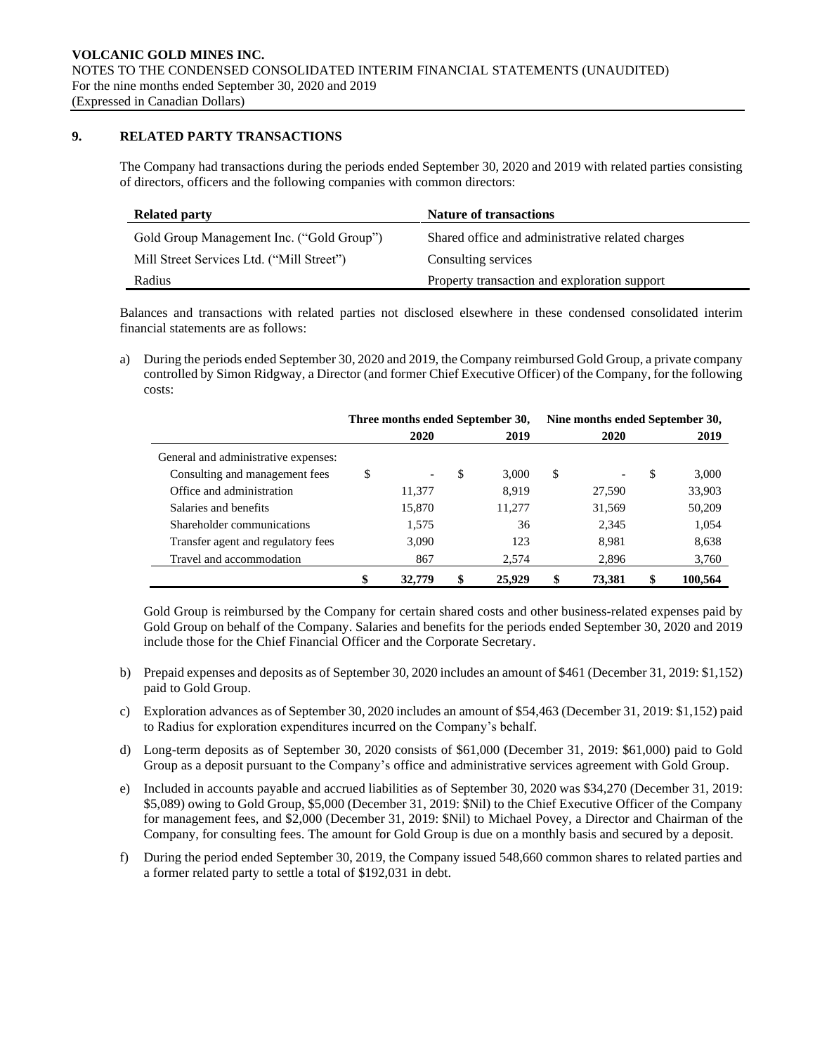**VOLCANIC GOLD MINES INC.**
NOTES TO THE CONDENSED CONSOLIDATED INTERIM FINANCIAL STATEMENTS (UNAUDITED)
For the nine months ended September 30, 2020 and 2019
(Expressed in Canadian Dollars)

## 9. RELATED PARTY TRANSACTIONS

The Company had transactions during the periods ended September 30, 2020 and 2019 with related parties consisting of directors, officers and the following companies with common directors:

| Related party | Nature of transactions |
|---|---|
| Gold Group Management Inc. ("Gold Group") | Shared office and administrative related charges |
| Mill Street Services Ltd. ("Mill Street") | Consulting services |
| Radius | Property transaction and exploration support |

Balances and transactions with related parties not disclosed elsewhere in these condensed consolidated interim financial statements are as follows:

a) During the periods ended September 30, 2020 and 2019, the Company reimbursed Gold Group, a private company controlled by Simon Ridgway, a Director (and former Chief Executive Officer) of the Company, for the following costs:

| | Three months ended September 30, | | Nine months ended September 30, | |
|---|---|---|---|---|
| | 2020 | 2019 | 2020 | 2019 |
| General and administrative expenses: | | | | |
| Consulting and management fees | $ - | $ 3,000 | $ - | $ 3,000 |
| Office and administration | 11,377 | 8,919 | 27,590 | 33,903 |
| Salaries and benefits | 15,870 | 11,277 | 31,569 | 50,209 |
| Shareholder communications | 1,575 | 36 | 2,345 | 1,054 |
| Transfer agent and regulatory fees | 3,090 | 123 | 8,981 | 8,638 |
| Travel and accommodation | 867 | 2,574 | 2,896 | 3,760 |
| | **$ 32,779** | **$ 25,929** | **$ 73,381** | **$ 100,564** |

Gold Group is reimbursed by the Company for certain shared costs and other business-related expenses paid by Gold Group on behalf of the Company. Salaries and benefits for the periods ended September 30, 2020 and 2019 include those for the Chief Financial Officer and the Corporate Secretary.

b) Prepaid expenses and deposits as of September 30, 2020 includes an amount of $461 (December 31, 2019: $1,152) paid to Gold Group.

c) Exploration advances as of September 30, 2020 includes an amount of $54,463 (December 31, 2019: $1,152) paid to Radius for exploration expenditures incurred on the Company's behalf.

d) Long-term deposits as of September 30, 2020 consists of $61,000 (December 31, 2019: $61,000) paid to Gold Group as a deposit pursuant to the Company's office and administrative services agreement with Gold Group.

e) Included in accounts payable and accrued liabilities as of September 30, 2020 was $34,270 (December 31, 2019: $5,089) owing to Gold Group, $5,000 (December 31, 2019: $Nil) to the Chief Executive Officer of the Company for management fees, and $2,000 (December 31, 2019: $Nil) to Michael Povey, a Director and Chairman of the Company, for consulting fees. The amount for Gold Group is due on a monthly basis and secured by a deposit.

f) During the period ended September 30, 2019, the Company issued 548,660 common shares to related parties and a former related party to settle a total of $192,031 in debt.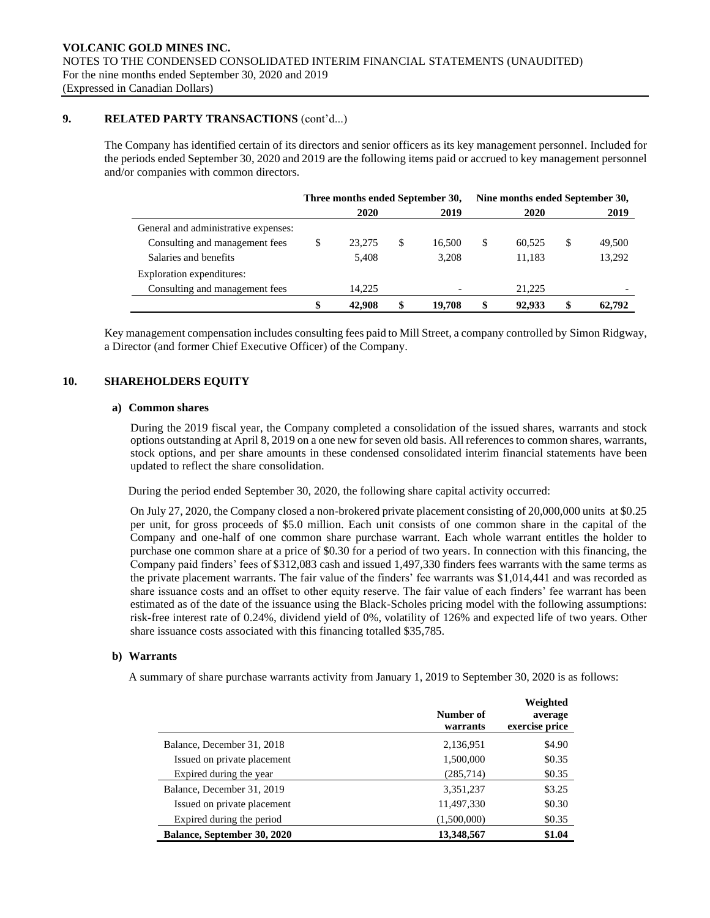## 9. RELATED PARTY TRANSACTIONS (cont'd...)

The Company has identified certain of its directors and senior officers as its key management personnel. Included for the periods ended September 30, 2020 and 2019 are the following items paid or accrued to key management personnel and/or companies with common directors.

| | Three months ended September 30, | | Nine months ended September 30, | |
|---|---|---|---|---|
| | **2020** | **2019** | **2020** | **2019** |
| General and administrative expenses: | | | | |
| Consulting and management fees | $ 23,275 | $ 16,500 | $ 60,525 | $ 49,500 |
| Salaries and benefits | 5,408 | 3,208 | 11,183 | 13,292 |
| Exploration expenditures: | | | | |
| Consulting and management fees | 14,225 | - | 21,225 | - |
| | **$ 42,908** | **$ 19,708** | **$ 92,933** | **$ 62,792** |

Key management compensation includes consulting fees paid to Mill Street, a company controlled by Simon Ridgway, a Director (and former Chief Executive Officer) of the Company.

## 10. SHAREHOLDERS EQUITY

### a) Common shares

During the 2019 fiscal year, the Company completed a consolidation of the issued shares, warrants and stock options outstanding at April 8, 2019 on a one new for seven old basis. All references to common shares, warrants, stock options, and per share amounts in these condensed consolidated interim financial statements have been updated to reflect the share consolidation.

During the period ended September 30, 2020, the following share capital activity occurred:

On July 27, 2020, the Company closed a non-brokered private placement consisting of 20,000,000 units at $0.25 per unit, for gross proceeds of $5.0 million. Each unit consists of one common share in the capital of the Company and one-half of one common share purchase warrant. Each whole warrant entitles the holder to purchase one common share at a price of $0.30 for a period of two years. In connection with this financing, the Company paid finders' fees of $312,083 cash and issued 1,497,330 finders fees warrants with the same terms as the private placement warrants. The fair value of the finders' fee warrants was $1,014,441 and was recorded as share issuance costs and an offset to other equity reserve. The fair value of each finders' fee warrant has been estimated as of the date of the issuance using the Black-Scholes pricing model with the following assumptions: risk-free interest rate of 0.24%, dividend yield of 0%, volatility of 126% and expected life of two years. Other share issuance costs associated with this financing totalled $35,785.

### b) Warrants

A summary of share purchase warrants activity from January 1, 2019 to September 30, 2020 is as follows:

| | Number of warrants | Weighted average exercise price |
|---|---|---|
| Balance, December 31, 2018 | 2,136,951 | $4.90 |
| Issued on private placement | 1,500,000 | $0.35 |
| Expired during the year | (285,714) | $0.35 |
| Balance, December 31, 2019 | 3,351,237 | $3.25 |
| Issued on private placement | 11,497,330 | $0.30 |
| Expired during the period | (1,500,000) | $0.35 |
| **Balance, September 30, 2020** | **13,348,567** | **$1.04** |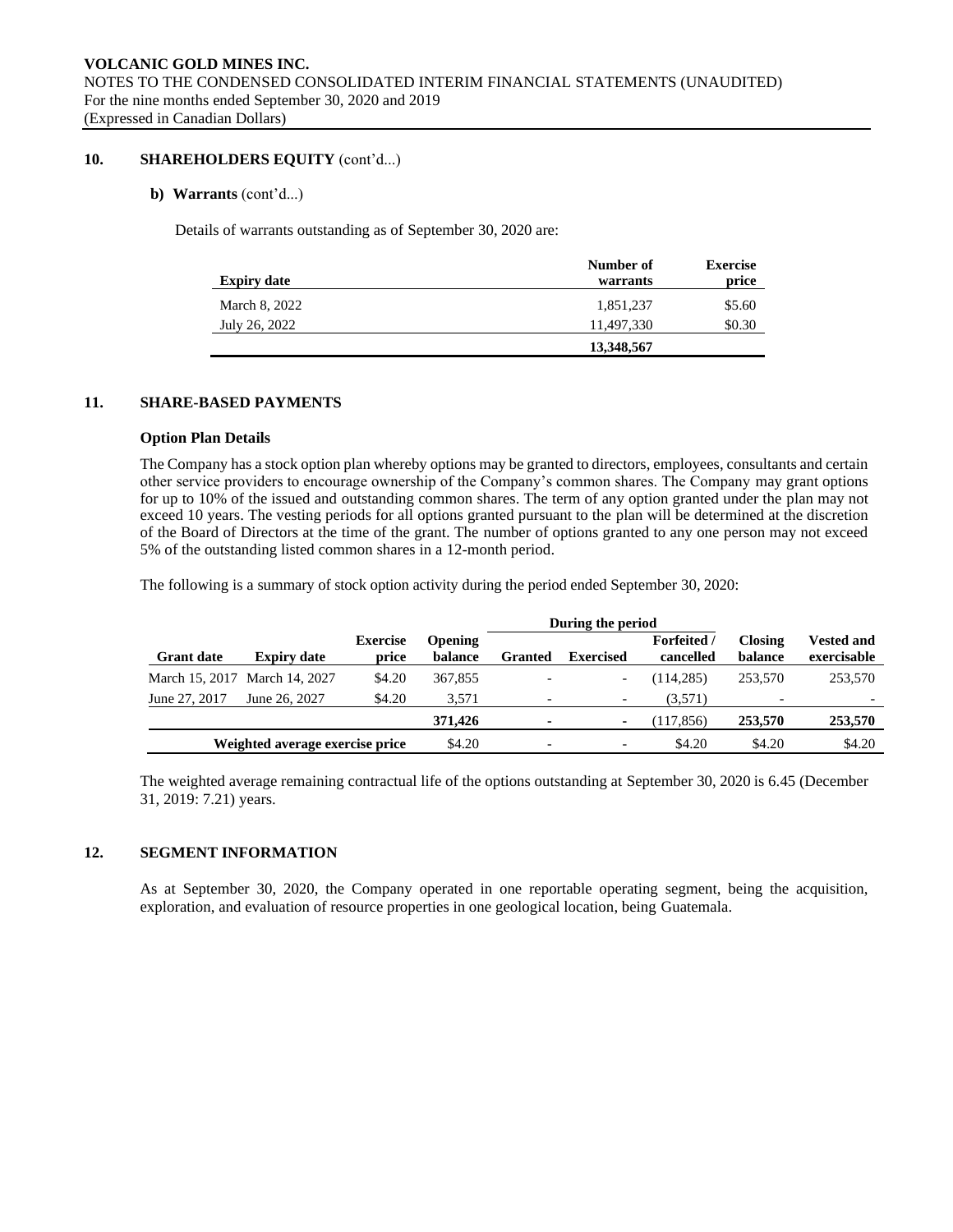## 10. SHAREHOLDERS EQUITY (cont'd...)

### b) Warrants (cont'd...)

Details of warrants outstanding as of September 30, 2020 are:

| Expiry date | Number of warrants | Exercise price |
|---|---|---|
| March 8, 2022 | 1,851,237 | $5.60 |
| July 26, 2022 | 11,497,330 | $0.30 |
| | **13,348,567** | |

## 11. SHARE-BASED PAYMENTS

**Option Plan Details**

The Company has a stock option plan whereby options may be granted to directors, employees, consultants and certain other service providers to encourage ownership of the Company's common shares. The Company may grant options for up to 10% of the issued and outstanding common shares. The term of any option granted under the plan may not exceed 10 years. The vesting periods for all options granted pursuant to the plan will be determined at the discretion of the Board of Directors at the time of the grant. The number of options granted to any one person may not exceed 5% of the outstanding listed common shares in a 12-month period.

The following is a summary of stock option activity during the period ended September 30, 2020:

| | | | | During the period | | | | |
|---|---|---|---|---|---|---|---|---|
| **Grant date** | **Expiry date** | **Exercise price** | **Opening balance** | **Granted** | **Exercised** | **Forfeited / cancelled** | **Closing balance** | **Vested and exercisable** |
| March 15, 2017 | March 14, 2027 | $4.20 | 367,855 | - | - | (114,285) | 253,570 | 253,570 |
| June 27, 2017 | June 26, 2027 | $4.20 | 3,571 | - | - | (3,571) | - | - |
| | | | **371,426** | **-** | **-** | (117,856) | **253,570** | **253,570** |
| | **Weighted average exercise price** | | $4.20 | - | - | $4.20 | $4.20 | $4.20 |

The weighted average remaining contractual life of the options outstanding at September 30, 2020 is 6.45 (December 31, 2019: 7.21) years.

## 12. SEGMENT INFORMATION

As at September 30, 2020, the Company operated in one reportable operating segment, being the acquisition, exploration, and evaluation of resource properties in one geological location, being Guatemala.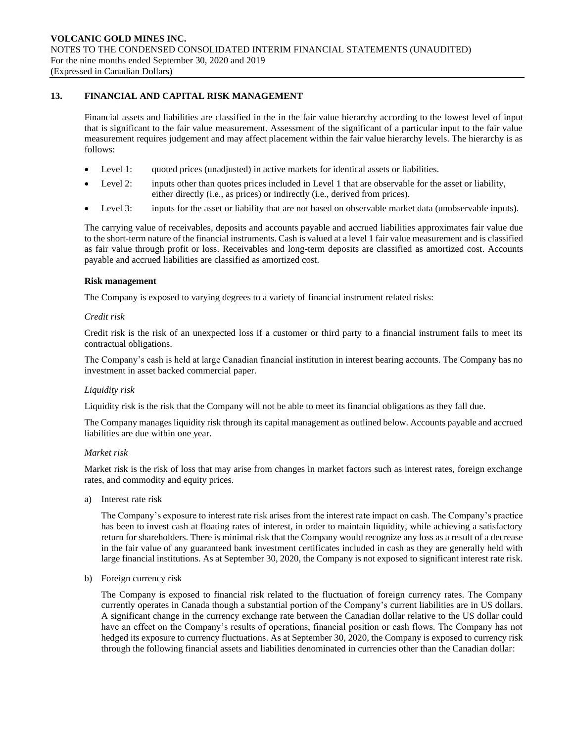## 13. FINANCIAL AND CAPITAL RISK MANAGEMENT

Financial assets and liabilities are classified in the in the fair value hierarchy according to the lowest level of input that is significant to the fair value measurement. Assessment of the significant of a particular input to the fair value measurement requires judgement and may affect placement within the fair value hierarchy levels. The hierarchy is as follows:

- Level 1: quoted prices (unadjusted) in active markets for identical assets or liabilities.
- Level 2: inputs other than quotes prices included in Level 1 that are observable for the asset or liability, either directly (i.e., as prices) or indirectly (i.e., derived from prices).
- Level 3: inputs for the asset or liability that are not based on observable market data (unobservable inputs).

The carrying value of receivables, deposits and accounts payable and accrued liabilities approximates fair value due to the short-term nature of the financial instruments. Cash is valued at a level 1 fair value measurement and is classified as fair value through profit or loss. Receivables and long-term deposits are classified as amortized cost. Accounts payable and accrued liabilities are classified as amortized cost.

### Risk management

The Company is exposed to varying degrees to a variety of financial instrument related risks:

*Credit risk*

Credit risk is the risk of an unexpected loss if a customer or third party to a financial instrument fails to meet its contractual obligations.

The Company's cash is held at large Canadian financial institution in interest bearing accounts. The Company has no investment in asset backed commercial paper.

*Liquidity risk*

Liquidity risk is the risk that the Company will not be able to meet its financial obligations as they fall due.

The Company manages liquidity risk through its capital management as outlined below. Accounts payable and accrued liabilities are due within one year.

*Market risk*

Market risk is the risk of loss that may arise from changes in market factors such as interest rates, foreign exchange rates, and commodity and equity prices.

a) Interest rate risk

   The Company's exposure to interest rate risk arises from the interest rate impact on cash. The Company's practice has been to invest cash at floating rates of interest, in order to maintain liquidity, while achieving a satisfactory return for shareholders. There is minimal risk that the Company would recognize any loss as a result of a decrease in the fair value of any guaranteed bank investment certificates included in cash as they are generally held with large financial institutions. As at September 30, 2020, the Company is not exposed to significant interest rate risk.

b) Foreign currency risk

   The Company is exposed to financial risk related to the fluctuation of foreign currency rates. The Company currently operates in Canada though a substantial portion of the Company's current liabilities are in US dollars. A significant change in the currency exchange rate between the Canadian dollar relative to the US dollar could have an effect on the Company's results of operations, financial position or cash flows. The Company has not hedged its exposure to currency fluctuations. As at September 30, 2020, the Company is exposed to currency risk through the following financial assets and liabilities denominated in currencies other than the Canadian dollar: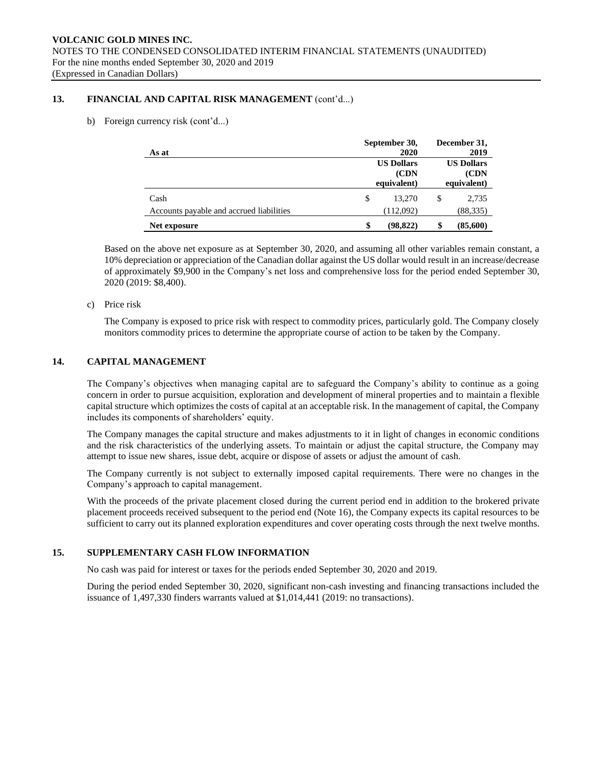## 13. FINANCIAL AND CAPITAL RISK MANAGEMENT (cont'd...)

b) Foreign currency risk (cont'd...)

| As at | September 30, 2020 | December 31, 2019 |
|---|---|---|
| | US Dollars (CDN equivalent) | US Dollars (CDN equivalent) |
| Cash | $ 13,270 | $ 2,735 |
| Accounts payable and accrued liabilities | (112,092) | (88,335) |
| **Net exposure** | **$ (98,822)** | **$ (85,600)** |

Based on the above net exposure as at September 30, 2020, and assuming all other variables remain constant, a 10% depreciation or appreciation of the Canadian dollar against the US dollar would result in an increase/decrease of approximately $9,900 in the Company's net loss and comprehensive loss for the period ended September 30, 2020 (2019: $8,400).

c) Price risk

The Company is exposed to price risk with respect to commodity prices, particularly gold. The Company closely monitors commodity prices to determine the appropriate course of action to be taken by the Company.

## 14. CAPITAL MANAGEMENT

The Company's objectives when managing capital are to safeguard the Company's ability to continue as a going concern in order to pursue acquisition, exploration and development of mineral properties and to maintain a flexible capital structure which optimizes the costs of capital at an acceptable risk. In the management of capital, the Company includes its components of shareholders' equity.

The Company manages the capital structure and makes adjustments to it in light of changes in economic conditions and the risk characteristics of the underlying assets. To maintain or adjust the capital structure, the Company may attempt to issue new shares, issue debt, acquire or dispose of assets or adjust the amount of cash.

The Company currently is not subject to externally imposed capital requirements. There were no changes in the Company's approach to capital management.

With the proceeds of the private placement closed during the current period end in addition to the brokered private placement proceeds received subsequent to the period end (Note 16), the Company expects its capital resources to be sufficient to carry out its planned exploration expenditures and cover operating costs through the next twelve months.

## 15. SUPPLEMENTARY CASH FLOW INFORMATION

No cash was paid for interest or taxes for the periods ended September 30, 2020 and 2019.

During the period ended September 30, 2020, significant non-cash investing and financing transactions included the issuance of 1,497,330 finders warrants valued at $1,014,441 (2019: no transactions).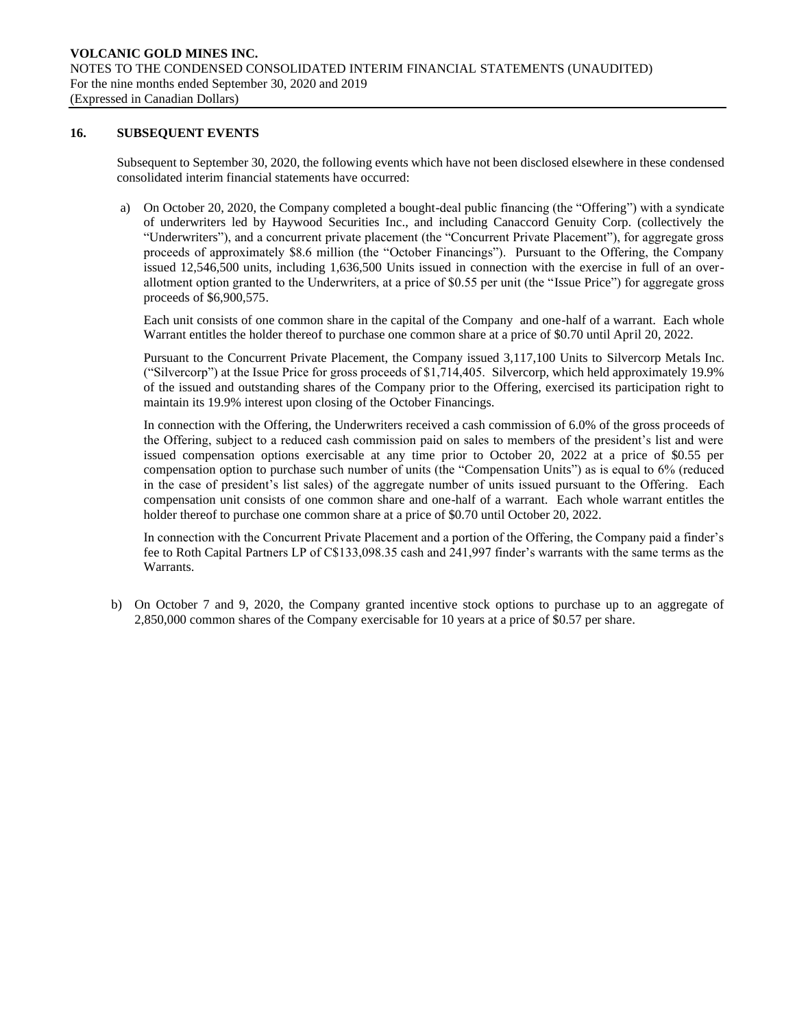## 16. SUBSEQUENT EVENTS

Subsequent to September 30, 2020, the following events which have not been disclosed elsewhere in these condensed consolidated interim financial statements have occurred:

a) On October 20, 2020, the Company completed a bought-deal public financing (the "Offering") with a syndicate of underwriters led by Haywood Securities Inc., and including Canaccord Genuity Corp. (collectively the "Underwriters"), and a concurrent private placement (the "Concurrent Private Placement"), for aggregate gross proceeds of approximately $8.6 million (the "October Financings"). Pursuant to the Offering, the Company issued 12,546,500 units, including 1,636,500 Units issued in connection with the exercise in full of an over-allotment option granted to the Underwriters, at a price of $0.55 per unit (the "Issue Price") for aggregate gross proceeds of $6,900,575.

   Each unit consists of one common share in the capital of the Company and one-half of a warrant. Each whole Warrant entitles the holder thereof to purchase one common share at a price of $0.70 until April 20, 2022.

   Pursuant to the Concurrent Private Placement, the Company issued 3,117,100 Units to Silvercorp Metals Inc. ("Silvercorp") at the Issue Price for gross proceeds of $1,714,405. Silvercorp, which held approximately 19.9% of the issued and outstanding shares of the Company prior to the Offering, exercised its participation right to maintain its 19.9% interest upon closing of the October Financings.

   In connection with the Offering, the Underwriters received a cash commission of 6.0% of the gross proceeds of the Offering, subject to a reduced cash commission paid on sales to members of the president's list and were issued compensation options exercisable at any time prior to October 20, 2022 at a price of $0.55 per compensation option to purchase such number of units (the "Compensation Units") as is equal to 6% (reduced in the case of president's list sales) of the aggregate number of units issued pursuant to the Offering. Each compensation unit consists of one common share and one-half of a warrant. Each whole warrant entitles the holder thereof to purchase one common share at a price of $0.70 until October 20, 2022.

   In connection with the Concurrent Private Placement and a portion of the Offering, the Company paid a finder's fee to Roth Capital Partners LP of C$133,098.35 cash and 241,997 finder's warrants with the same terms as the Warrants.

b) On October 7 and 9, 2020, the Company granted incentive stock options to purchase up to an aggregate of 2,850,000 common shares of the Company exercisable for 10 years at a price of $0.57 per share.